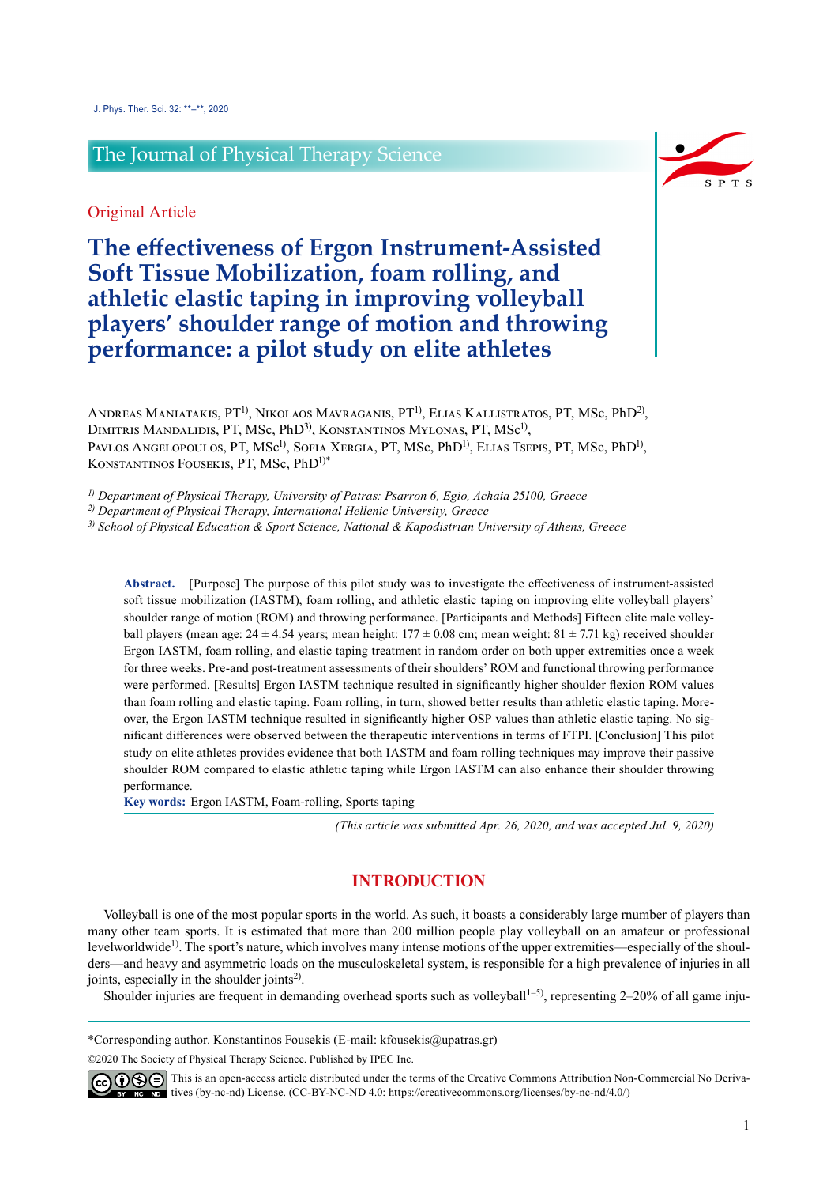Original Article

# The effectiveness of Ergon Instrument-Assisted Soft Tissue Mobilization, foam rolling, and athletic elastic taping in improving volleyball players' shoulder range of motion and throwing performance: a pilot study on elite athletes

Andreas Maniatakis, PT[1], Nikolaos Mavraganis, PT[1], Elias Kallistratos, PT, MSc, PhD[2], Dimitris Mandalidis, PT, MSc, PhD[3], Konstantinos Mylonas, PT, MSc[1], Pavlos Angelopoulos, PT, MSc[1], Sofia Xergia, PT, MSc, PhD[1], Elias Tsepis, PT, MSc, PhD[1], Konstantinos Fousekis, PT, MSc, PhD[1]*

*[1] Department of Physical Therapy, University of Patras: Psarron 6, Egio, Achaia 25100, Greece*
*[2] Department of Physical Therapy, International Hellenic University, Greece*
*[3] School of Physical Education & Sport Science, National & Kapodistrian University of Athens, Greece*

**Abstract.** [Purpose] The purpose of this pilot study was to investigate the effectiveness of instrument-assisted soft tissue mobilization (IASTM), foam rolling, and athletic elastic taping on improving elite volleyball players' shoulder range of motion (ROM) and throwing performance. [Participants and Methods] Fifteen elite male volleyball players (mean age: 24 ± 4.54 years; mean height: 177 ± 0.08 cm; mean weight: 81 ± 7.71 kg) received shoulder Ergon IASTM, foam rolling, and elastic taping treatment in random order on both upper extremities once a week for three weeks. Pre-and post-treatment assessments of their shoulders' ROM and functional throwing performance were performed. [Results] Ergon IASTM technique resulted in significantly higher shoulder flexion ROM values than foam rolling and elastic taping. Foam rolling, in turn, showed better results than athletic elastic taping. Moreover, the Ergon IASTM technique resulted in significantly higher OSP values than athletic elastic taping. No significant differences were observed between the therapeutic interventions in terms of FTPI. [Conclusion] This pilot study on elite athletes provides evidence that both IASTM and foam rolling techniques may improve their passive shoulder ROM compared to elastic athletic taping while Ergon IASTM can also enhance their shoulder throwing performance.

**Key words:** Ergon IASTM, Foam-rolling, Sports taping

*(This article was submitted Apr. 26, 2020, and was accepted Jul. 9, 2020)*

## INTRODUCTION

Volleyball is one of the most popular sports in the world. As such, it boasts a considerably large rnumber of players than many other team sports. It is estimated that more than 200 million people play volleyball on an amateur or professional levelworldwide[1]. The sport's nature, which involves many intense motions of the upper extremities—especially of the shoulders—and heavy and asymmetric loads on the musculoskeletal system, is responsible for a high prevalence of injuries in all joints, especially in the shoulder joints[2].

Shoulder injuries are frequent in demanding overhead sports such as volleyball[1–5], representing 2–20% of all game inju-

*Corresponding author. Konstantinos Fousekis (E-mail: kfousekis@upatras.gr)

©2020 The Society of Physical Therapy Science. Published by IPEC Inc.

This is an open-access article distributed under the terms of the Creative Commons Attribution Non-Commercial No Derivatives (by-nc-nd) License. (CC-BY-NC-ND 4.0: https://creativecommons.org/licenses/by-nc-nd/4.0/)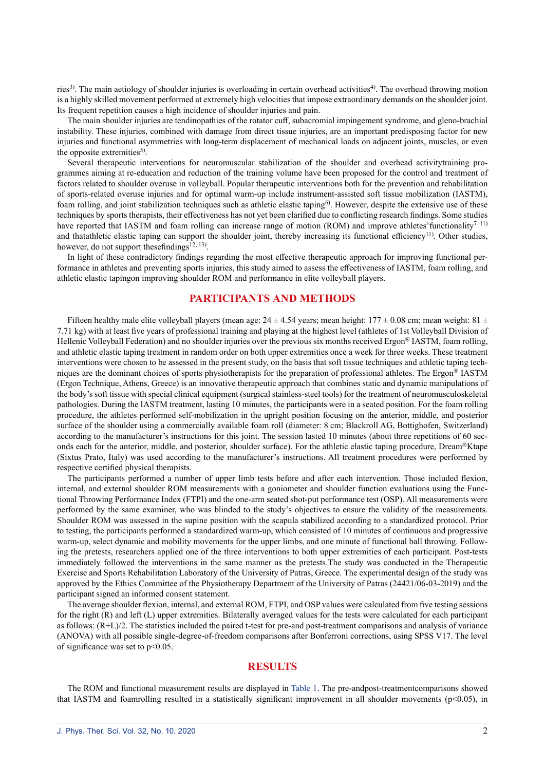ries[3]. The main aetiology of shoulder injuries is overloading in certain overhead activities[4]. The overhead throwing motion is a highly skilled movement performed at extremely high velocities that impose extraordinary demands on the shoulder joint. Its frequent repetition causes a high incidence of shoulder injuries and pain.

The main shoulder injuries are tendinopathies of the rotator cuff, subacromial impingement syndrome, and gleno-brachial instability. These injuries, combined with damage from direct tissue injuries, are an important predisposing factor for new injuries and functional asymmetries with long-term displacement of mechanical loads on adjacent joints, muscles, or even the opposite extremities[5].

Several therapeutic interventions for neuromuscular stabilization of the shoulder and overhead activitytraining programmes aiming at re-education and reduction of the training volume have been proposed for the control and treatment of factors related to shoulder overuse in volleyball. Popular therapeutic interventions both for the prevention and rehabilitation of sports-related overuse injuries and for optimal warm-up include instrument-assisted soft tissue mobilization (IASTM), foam rolling, and joint stabilization techniques such as athletic elastic taping[6]. However, despite the extensive use of these techniques by sports therapists, their effectiveness has not yet been clarified due to conflicting research findings. Some studies have reported that IASTM and foam rolling can increase range of motion (ROM) and improve athletes'functionality[7–11] and thatathletic elastic taping can support the shoulder joint, thereby increasing its functional efficiency[11]. Other studies, however, do not support thesefindings[12, 13].

In light of these contradictory findings regarding the most effective therapeutic approach for improving functional performance in athletes and preventing sports injuries, this study aimed to assess the effectiveness of IASTM, foam rolling, and athletic elastic tapingon improving shoulder ROM and performance in elite volleyball players.

## PARTICIPANTS AND METHODS

Fifteen healthy male elite volleyball players (mean age: 24 ± 4.54 years; mean height: 177 ± 0.08 cm; mean weight: 81 ± 7.71 kg) with at least five years of professional training and playing at the highest level (athletes of 1st Volleyball Division of Hellenic Volleyball Federation) and no shoulder injuries over the previous six months received Ergon® IASTM, foam rolling, and athletic elastic taping treatment in random order on both upper extremities once a week for three weeks. These treatment interventions were chosen to be assessed in the present study, on the basis that soft tissue techniques and athletic taping techniques are the dominant choices of sports physiotherapists for the preparation of professional athletes. The Ergon® IASTM (Ergon Technique, Athens, Greece) is an innovative therapeutic approach that combines static and dynamic manipulations of the body's soft tissue with special clinical equipment (surgical stainless-steel tools) for the treatment of neuromusculoskeletal pathologies. During the IASTM treatment, lasting 10 minutes, the participants were in a seated position. For the foam rolling procedure, the athletes performed self-mobilization in the upright position focusing on the anterior, middle, and posterior surface of the shoulder using a commercially available foam roll (diameter: 8 cm; Blackroll AG, Bottighofen, Switzerland) according to the manufacturer's instructions for this joint. The session lasted 10 minutes (about three repetitions of 60 seconds each for the anterior, middle, and posterior, shoulder surface). For the athletic elastic taping procedure, Dream®Ktape (Sixtus Prato, Italy) was used according to the manufacturer's instructions. All treatment procedures were performed by respective certified physical therapists.

The participants performed a number of upper limb tests before and after each intervention. Those included flexion, internal, and external shoulder ROM measurements with a goniometer and shoulder function evaluations using the Functional Throwing Performance Index (FTPI) and the one-arm seated shot-put performance test (OSP). All measurements were performed by the same examiner, who was blinded to the study's objectives to ensure the validity of the measurements. Shoulder ROM was assessed in the supine position with the scapula stabilized according to a standardized protocol. Prior to testing, the participants performed a standardized warm-up, which consisted of 10 minutes of continuous and progressive warm-up, select dynamic and mobility movements for the upper limbs, and one minute of functional ball throwing. Following the pretests, researchers applied one of the three interventions to both upper extremities of each participant. Post-tests immediately followed the interventions in the same manner as the pretests.The study was conducted in the Therapeutic Exercise and Sports Rehabilitation Laboratory of the University of Patras, Greece. The experimental design of the study was approved by the Ethics Committee of the Physiotherapy Department of the University of Patras (24421/06-03-2019) and the participant signed an informed consent statement.

The average shoulder flexion, internal, and external ROM, FTPI, and OSP values were calculated from five testing sessions for the right (R) and left (L) upper extremities. Bilaterally averaged values for the tests were calculated for each participant as follows: (R+L)/2. The statistics included the paired t-test for pre-and post-treatment comparisons and analysis of variance (ANOVA) with all possible single-degree-of-freedom comparisons after Bonferroni corrections, using SPSS V17. The level of significance was set to $p<0.05$.

## RESULTS

The ROM and functional measurement results are displayed in Table 1. The pre-andpost-treatmentcomparisons showed that IASTM and foamrolling resulted in a statistically significant improvement in all shoulder movements ($p<0.05$), in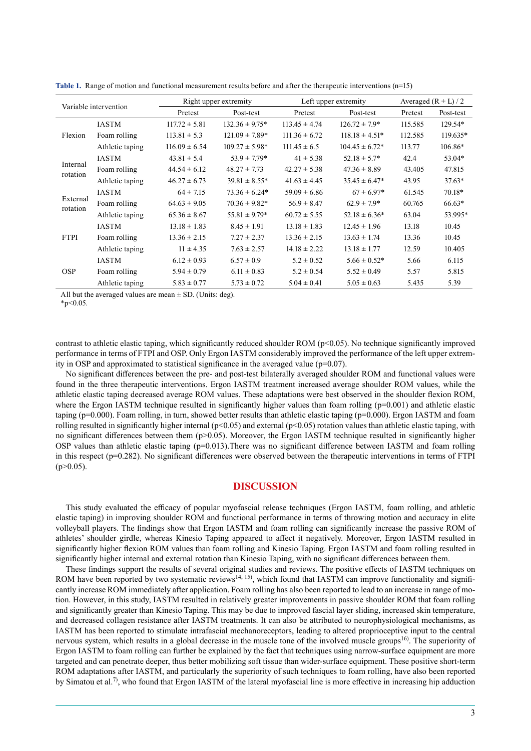**Table 1.** Range of motion and functional measurement results before and after the therapeutic interventions (n=15)

| Variable intervention | | Right upper extremity | | Left upper extremity | | Averaged (R + L) / 2 | |
|---|---|---|---|---|---|---|---|
| | | Pretest | Post-test | Pretest | Post-test | Pretest | Post-test |
| Flexion | IASTM | 117.72 ± 5.81 | 132.36 ± 9.75* | 113.45 ± 4.74 | 126.72 ± 7.9* | 115.585 | 129.54* |
| | Foam rolling | 113.81 ± 5.3 | 121.09 ± 7.89* | 111.36 ± 6.72 | 118.18 ± 4.51* | 112.585 | 119.635* |
| | Athletic taping | 116.09 ± 6.54 | 109.27 ± 5.98* | 111.45 ± 6.5 | 104.45 ± 6.72* | 113.77 | 106.86* |
| Internal rotation | IASTM | 43.81 ± 5.4 | 53.9 ± 7.79* | 41 ± 5.38 | 52.18 ± 5.7* | 42.4 | 53.04* |
| | Foam rolling | 44.54 ± 6.12 | 48.27 ± 7.73 | 42.27 ± 5.38 | 47.36 ± 8.89 | 43.405 | 47.815 |
| | Athletic taping | 46.27 ± 6.73 | 39.81 ± 8.55* | 41.63 ± 4.45 | 35.45 ± 6.47* | 43.95 | 37.63* |
| External rotation | IASTM | 64 ± 7.15 | 73.36 ± 6.24* | 59.09 ± 6.86 | 67 ± 6.97* | 61.545 | 70.18* |
| | Foam rolling | 64.63 ± 9.05 | 70.36 ± 9.82* | 56.9 ± 8.47 | 62.9 ± 7.9* | 60.765 | 66.63* |
| | Athletic taping | 65.36 ± 8.67 | 55.81 ± 9.79* | 60.72 ± 5.55 | 52.18 ± 6.36* | 63.04 | 53.995* |
| FTPI | IASTM | 13.18 ± 1.83 | 8.45 ± 1.91 | 13.18 ± 1.83 | 12.45 ± 1.96 | 13.18 | 10.45 |
| | Foam rolling | 13.36 ± 2.15 | 7.27 ± 2.37 | 13.36 ± 2.15 | 13.63 ± 1.74 | 13.36 | 10.45 |
| | Athletic taping | 11 ± 4.35 | 7.63 ± 2.57 | 14.18 ± 2.22 | 13.18 ± 1.77 | 12.59 | 10.405 |
| OSP | IASTM | 6.12 ± 0.93 | 6.57 ± 0.9 | 5.2 ± 0.52 | 5.66 ± 0.52* | 5.66 | 6.115 |
| | Foam rolling | 5.94 ± 0.79 | 6.11 ± 0.83 | 5.2 ± 0.54 | 5.52 ± 0.49 | 5.57 | 5.815 |
| | Athletic taping | 5.83 ± 0.77 | 5.73 ± 0.72 | 5.04 ± 0.41 | 5.05 ± 0.63 | 5.435 | 5.39 |

All but the averaged values are mean ± SD. (Units: deg).
*$p<0.05$.

contrast to athletic elastic taping, which significantly reduced shoulder ROM ($p<0.05$). No technique significantly improved performance in terms of FTPI and OSP. Only Ergon IASTM considerably improved the performance of the left upper extremity in OSP and approximated to statistical significance in the averaged value ($p=0.07$).

No significant differences between the pre- and post-test bilaterally averaged shoulder ROM and functional values were found in the three therapeutic interventions. Ergon IASTM treatment increased average shoulder ROM values, while the athletic elastic taping decreased average ROM values. These adaptations were best observed in the shoulder flexion ROM, where the Ergon IASTM technique resulted in significantly higher values than foam rolling ($p=0.001$) and athletic elastic taping ($p=0.000$). Foam rolling, in turn, showed better results than athletic elastic taping ($p=0.000$). Ergon IASTM and foam rolling resulted in significantly higher internal ($p<0.05$) and external ($p<0.05$) rotation values than athletic elastic taping, with no significant differences between them ($p>0.05$). Moreover, the Ergon IASTM technique resulted in significantly higher OSP values than athletic elastic taping ($p=0.013$).There was no significant difference between IASTM and foam rolling in this respect ($p=0.282$). No significant differences were observed between the therapeutic interventions in terms of FTPI ($p>0.05$).

## DISCUSSION

This study evaluated the efficacy of popular myofascial release techniques (Ergon IASTM, foam rolling, and athletic elastic taping) in improving shoulder ROM and functional performance in terms of throwing motion and accuracy in elite volleyball players. The findings show that Ergon IASTM and foam rolling can significantly increase the passive ROM of athletes' shoulder girdle, whereas Kinesio Taping appeared to affect it negatively. Moreover, Ergon IASTM resulted in significantly higher flexion ROM values than foam rolling and Kinesio Taping. Ergon IASTM and foam rolling resulted in significantly higher internal and external rotation than Kinesio Taping, with no significant differences between them.

These findings support the results of several original studies and reviews. The positive effects of IASTM techniques on ROM have been reported by two systematic reviews[14, 15], which found that IASTM can improve functionality and significantly increase ROM immediately after application. Foam rolling has also been reported to lead to an increase in range of motion. However, in this study, IASTM resulted in relatively greater improvements in passive shoulder ROM that foam rolling and significantly greater than Kinesio Taping. This may be due to improved fascial layer sliding, increased skin temperature, and decreased collagen resistance after IASTM treatments. It can also be attributed to neurophysiological mechanisms, as IASTM has been reported to stimulate intrafascial mechanoreceptors, leading to altered proprioceptive input to the central nervous system, which results in a global decrease in the muscle tone of the involved muscle groups[16]. The superiority of Ergon IASTM to foam rolling can further be explained by the fact that techniques using narrow-surface equipment are more targeted and can penetrate deeper, thus better mobilizing soft tissue than wider-surface equipment. These positive short-term ROM adaptations after IASTM, and particularly the superiority of such techniques to foam rolling, have also been reported by Simatou et al.[7], who found that Ergon IASTM of the lateral myofascial line is more effective in increasing hip adduction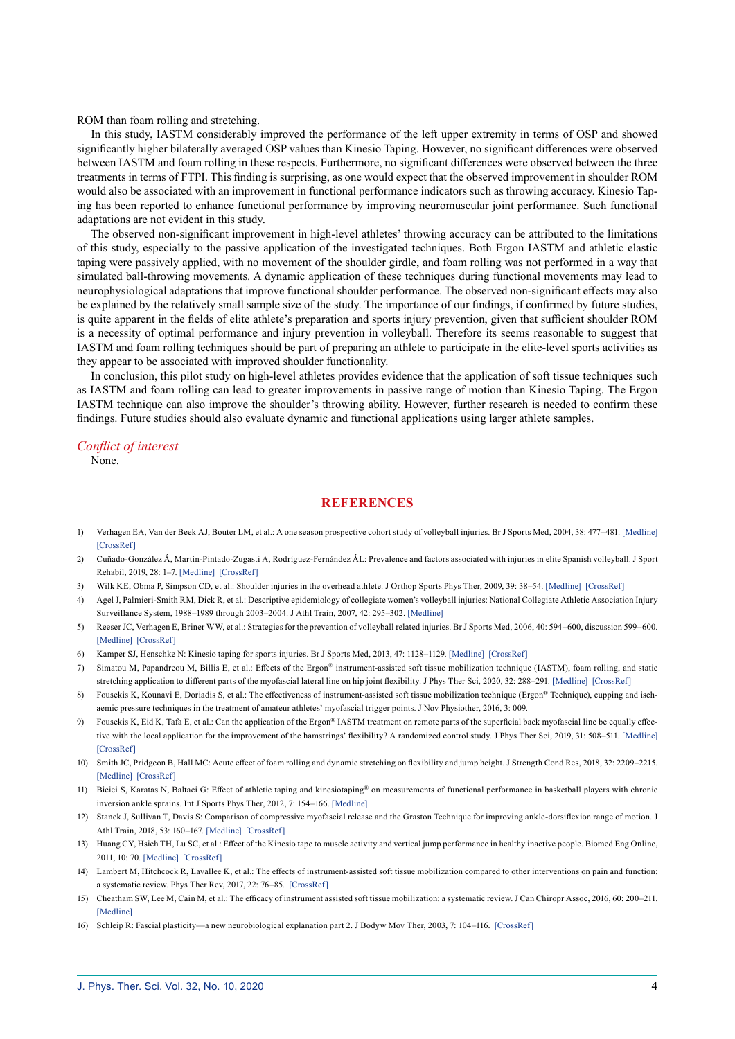ROM than foam rolling and stretching.

In this study, IASTM considerably improved the performance of the left upper extremity in terms of OSP and showed significantly higher bilaterally averaged OSP values than Kinesio Taping. However, no significant differences were observed between IASTM and foam rolling in these respects. Furthermore, no significant differences were observed between the three treatments in terms of FTPI. This finding is surprising, as one would expect that the observed improvement in shoulder ROM would also be associated with an improvement in functional performance indicators such as throwing accuracy. Kinesio Taping has been reported to enhance functional performance by improving neuromuscular joint performance. Such functional adaptations are not evident in this study.

The observed non-significant improvement in high-level athletes' throwing accuracy can be attributed to the limitations of this study, especially to the passive application of the investigated techniques. Both Ergon IASTM and athletic elastic taping were passively applied, with no movement of the shoulder girdle, and foam rolling was not performed in a way that simulated ball-throwing movements. A dynamic application of these techniques during functional movements may lead to neurophysiological adaptations that improve functional shoulder performance. The observed non-significant effects may also be explained by the relatively small sample size of the study. The importance of our findings, if confirmed by future studies, is quite apparent in the fields of elite athlete's preparation and sports injury prevention, given that sufficient shoulder ROM is a necessity of optimal performance and injury prevention in volleyball. Therefore its seems reasonable to suggest that IASTM and foam rolling techniques should be part of preparing an athlete to participate in the elite-level sports activities as they appear to be associated with improved shoulder functionality.

In conclusion, this pilot study on high-level athletes provides evidence that the application of soft tissue techniques such as IASTM and foam rolling can lead to greater improvements in passive range of motion than Kinesio Taping. The Ergon IASTM technique can also improve the shoulder's throwing ability. However, further research is needed to confirm these findings. Future studies should also evaluate dynamic and functional applications using larger athlete samples.

*Conflict of interest*

None.

## REFERENCES

1) Verhagen EA, Van der Beek AJ, Bouter LM, et al.: A one season prospective cohort study of volleyball injuries. Br J Sports Med, 2004, 38: 477–481. [Medline] [CrossRef]
2) Cuñado-González Á, Martín-Pintado-Zugasti A, Rodríguez-Fernández ÁL: Prevalence and factors associated with injuries in elite Spanish volleyball. J Sport Rehabil, 2019, 28: 1–7. [Medline] [CrossRef]
3) Wilk KE, Obma P, Simpson CD, et al.: Shoulder injuries in the overhead athlete. J Orthop Sports Phys Ther, 2009, 39: 38–54. [Medline] [CrossRef]
4) Agel J, Palmieri-Smith RM, Dick R, et al.: Descriptive epidemiology of collegiate women's volleyball injuries: National Collegiate Athletic Association Injury Surveillance System, 1988–1989 through 2003–2004. J Athl Train, 2007, 42: 295–302. [Medline]
5) Reeser JC, Verhagen E, Briner WW, et al.: Strategies for the prevention of volleyball related injuries. Br J Sports Med, 2006, 40: 594–600, discussion 599–600. [Medline] [CrossRef]
6) Kamper SJ, Henschke N: Kinesio taping for sports injuries. Br J Sports Med, 2013, 47: 1128–1129. [Medline] [CrossRef]
7) Simatou M, Papandreou M, Billis E, et al.: Effects of the Ergon® instrument-assisted soft tissue mobilization technique (IASTM), foam rolling, and static stretching application to different parts of the myofascial lateral line on hip joint flexibility. J Phys Ther Sci, 2020, 32: 288–291. [Medline] [CrossRef]
8) Fousekis K, Kounavi E, Doriadis S, et al.: The effectiveness of instrument-assisted soft tissue mobilization technique (Ergon® Technique), cupping and ischaemic pressure techniques in the treatment of amateur athletes' myofascial trigger points. J Nov Physiother, 2016, 3: 009.
9) Fousekis K, Eid K, Tafa E, et al.: Can the application of the Ergon® IASTM treatment on remote parts of the superficial back myofascial line be equally effective with the local application for the improvement of the hamstrings' flexibility? A randomized control study. J Phys Ther Sci, 2019, 31: 508–511. [Medline] [CrossRef]
10) Smith JC, Pridgeon B, Hall MC: Acute effect of foam rolling and dynamic stretching on flexibility and jump height. J Strength Cond Res, 2018, 32: 2209–2215. [Medline] [CrossRef]
11) Bicici S, Karatas N, Baltaci G: Effect of athletic taping and kinesiotaping® on measurements of functional performance in basketball players with chronic inversion ankle sprains. Int J Sports Phys Ther, 2012, 7: 154–166. [Medline]
12) Stanek J, Sullivan T, Davis S: Comparison of compressive myofascial release and the Graston Technique for improving ankle-dorsiflexion range of motion. J Athl Train, 2018, 53: 160–167. [Medline] [CrossRef]
13) Huang CY, Hsieh TH, Lu SC, et al.: Effect of the Kinesio tape to muscle activity and vertical jump performance in healthy inactive people. Biomed Eng Online, 2011, 10: 70. [Medline] [CrossRef]
14) Lambert M, Hitchcock R, Lavallee K, et al.: The effects of instrument-assisted soft tissue mobilization compared to other interventions on pain and function: a systematic review. Phys Ther Rev, 2017, 22: 76–85. [CrossRef]
15) Cheatham SW, Lee M, Cain M, et al.: The efficacy of instrument assisted soft tissue mobilization: a systematic review. J Can Chiropr Assoc, 2016, 60: 200–211. [Medline]
16) Schleip R: Fascial plasticity—a new neurobiological explanation part 2. J Bodyw Mov Ther, 2003, 7: 104–116. [CrossRef]